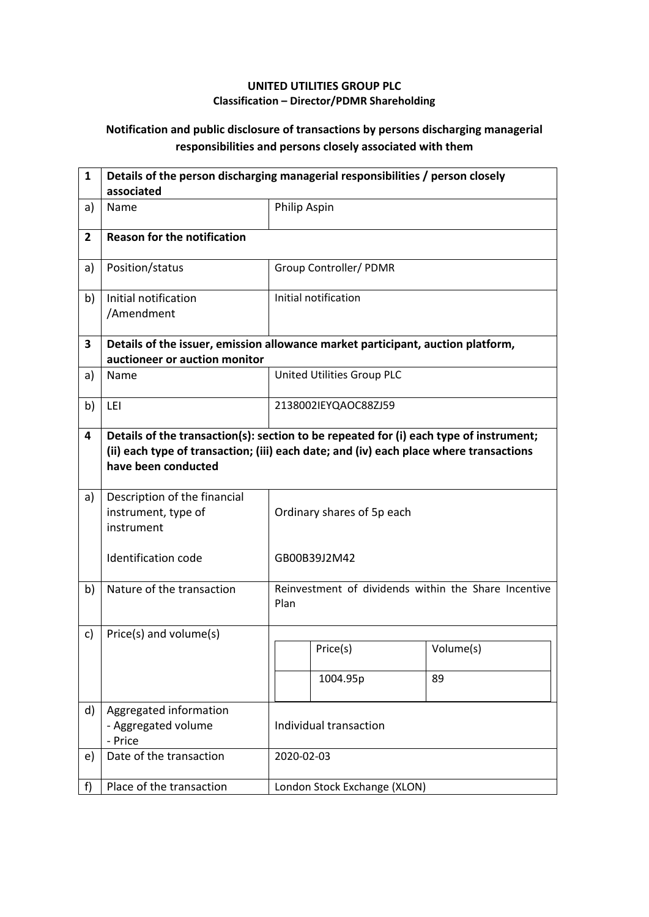**UNITED UTILITIES GROUP PLC**
**Classification – Director/PDMR Shareholding**

**Notification and public disclosure of transactions by persons discharging managerial responsibilities and persons closely associated with them**

| | | |
|---|---|---|
| **1** | **Details of the person discharging managerial responsibilities / person closely associated** | |
| a) | Name | Philip Aspin |
| **2** | **Reason for the notification** | |
| a) | Position/status | Group Controller/ PDMR |
| b) | Initial notification /Amendment | Initial notification |
| **3** | **Details of the issuer, emission allowance market participant, auction platform, auctioneer or auction monitor** | |
| a) | Name | United Utilities Group PLC |
| b) | LEI | 2138002IEYQAOC88ZJ59 |
| **4** | **Details of the transaction(s): section to be repeated for (i) each type of instrument; (ii) each type of transaction; (iii) each date; and (iv) each place where transactions have been conducted** | |
| a) | Description of the financial instrument, type of instrument<br><br>Identification code | Ordinary shares of 5p each<br><br>GB00B39J2M42 |
| b) | Nature of the transaction | Reinvestment of dividends within the Share Incentive Plan |
| c) | Price(s) and volume(s) | Price(s): 1004.95p<br>Volume(s): 89 |
| d) | Aggregated information<br>- Aggregated volume<br>- Price | Individual transaction |
| e) | Date of the transaction | 2020-02-03 |
| f) | Place of the transaction | London Stock Exchange (XLON) |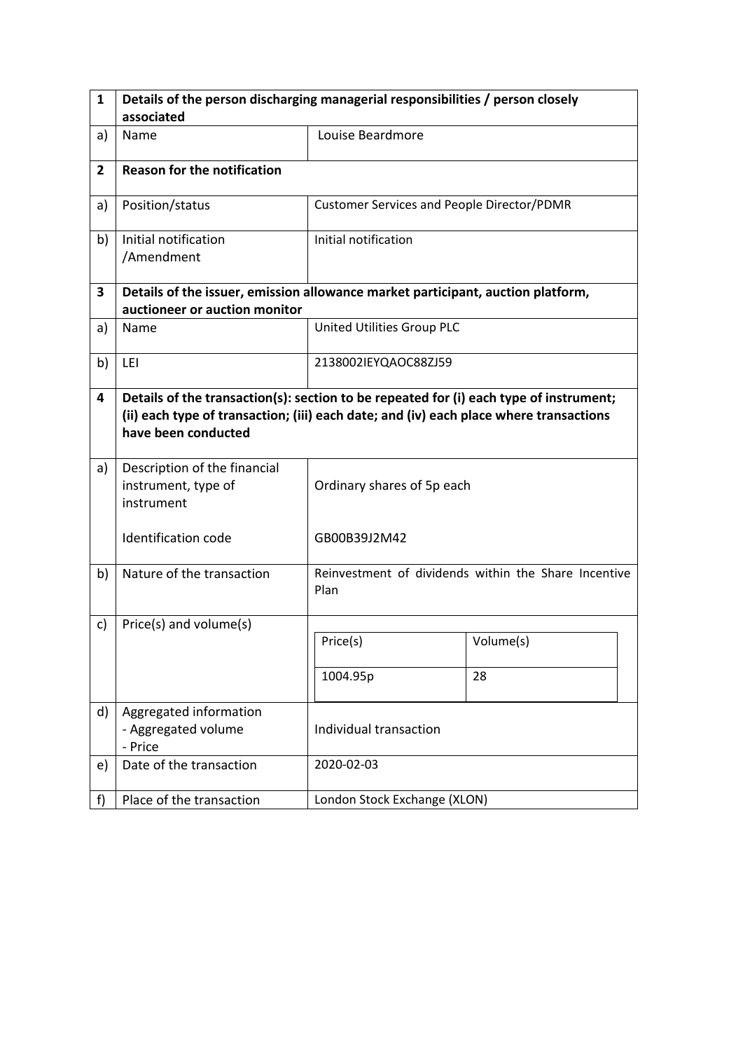| 1 | Details of the person discharging managerial responsibilities / person closely associated | |
|---|---|---|
| a) | Name | Louise Beardmore |
| **2** | **Reason for the notification** | |
| a) | Position/status | Customer Services and People Director/PDMR |
| b) | Initial notification /Amendment | Initial notification |
| **3** | **Details of the issuer, emission allowance market participant, auction platform, auctioneer or auction monitor** | |
| a) | Name | United Utilities Group PLC |
| b) | LEI | 2138002IEYQAOC88ZJ59 |
| **4** | **Details of the transaction(s): section to be repeated for (i) each type of instrument; (ii) each type of transaction; (iii) each date; and (iv) each place where transactions have been conducted** | |
| a) | Description of the financial instrument, type of instrument<br><br>Identification code | Ordinary shares of 5p each<br><br>GB00B39J2M42 |
| b) | Nature of the transaction | Reinvestment of dividends within the Share Incentive Plan |
| c) | Price(s) and volume(s) | Price(s): 1004.95p<br>Volume(s): 28 |
| d) | Aggregated information<br>- Aggregated volume<br>- Price | Individual transaction |
| e) | Date of the transaction | 2020-02-03 |
| f) | Place of the transaction | London Stock Exchange (XLON) |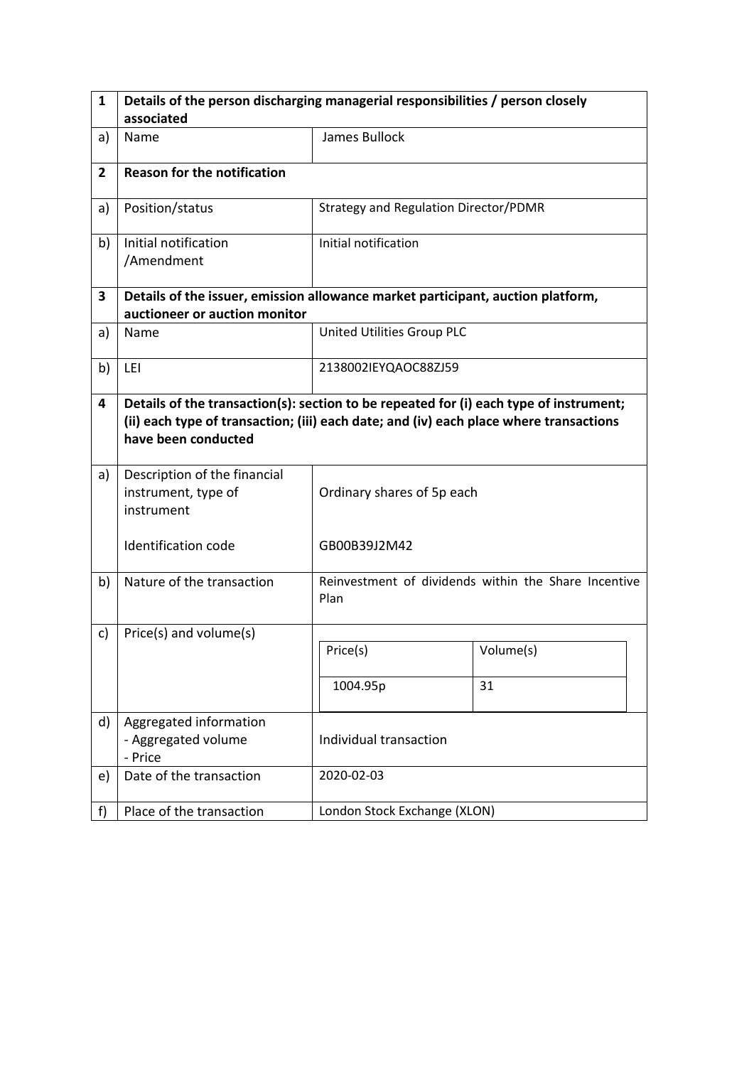| 1 | Details of the person discharging managerial responsibilities / person closely associated | |
|---|---|---|
| a) | Name | James Bullock |
| **2** | **Reason for the notification** | |
| a) | Position/status | Strategy and Regulation Director/PDMR |
| b) | Initial notification /Amendment | Initial notification |
| **3** | **Details of the issuer, emission allowance market participant, auction platform, auctioneer or auction monitor** | |
| a) | Name | United Utilities Group PLC |
| b) | LEI | 2138002IEYQAOC88ZJ59 |
| **4** | **Details of the transaction(s): section to be repeated for (i) each type of instrument; (ii) each type of transaction; (iii) each date; and (iv) each place where transactions have been conducted** | |
| a) | Description of the financial instrument, type of instrument<br><br>Identification code | Ordinary shares of 5p each<br><br>GB00B39J2M42 |
| b) | Nature of the transaction | Reinvestment of dividends within the Share Incentive Plan |
| c) | Price(s) and volume(s) | Price(s): 1004.95p<br>Volume(s): 31 |
| d) | Aggregated information<br>- Aggregated volume<br>- Price | Individual transaction |
| e) | Date of the transaction | 2020-02-03 |
| f) | Place of the transaction | London Stock Exchange (XLON) |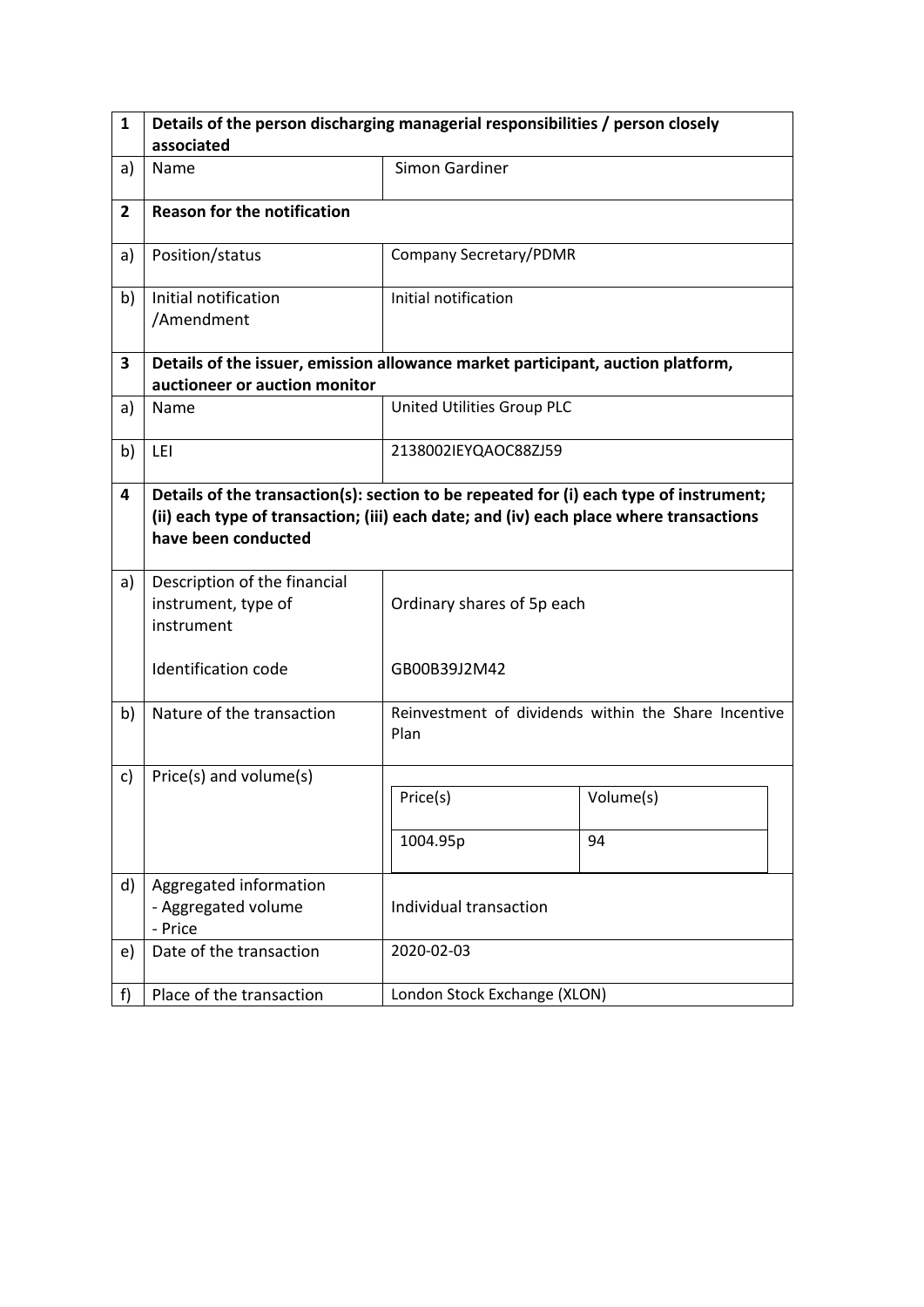| 1 | Details of the person discharging managerial responsibilities / person closely associated | |
|---|---|---|
| a) | Name | Simon Gardiner |
| **2** | **Reason for the notification** | |
| a) | Position/status | Company Secretary/PDMR |
| b) | Initial notification /Amendment | Initial notification |
| **3** | **Details of the issuer, emission allowance market participant, auction platform, auctioneer or auction monitor** | |
| a) | Name | United Utilities Group PLC |
| b) | LEI | 2138002IEYQAOC88ZJ59 |
| **4** | **Details of the transaction(s): section to be repeated for (i) each type of instrument; (ii) each type of transaction; (iii) each date; and (iv) each place where transactions have been conducted** | |
| a) | Description of the financial instrument, type of instrument<br><br>Identification code | Ordinary shares of 5p each<br><br>GB00B39J2M42 |
| b) | Nature of the transaction | Reinvestment of dividends within the Share Incentive Plan |
| c) | Price(s) and volume(s) | Price(s): 1004.95p — Volume(s): 94 |
| d) | Aggregated information<br>- Aggregated volume<br>- Price | Individual transaction |
| e) | Date of the transaction | 2020-02-03 |
| f) | Place of the transaction | London Stock Exchange (XLON) |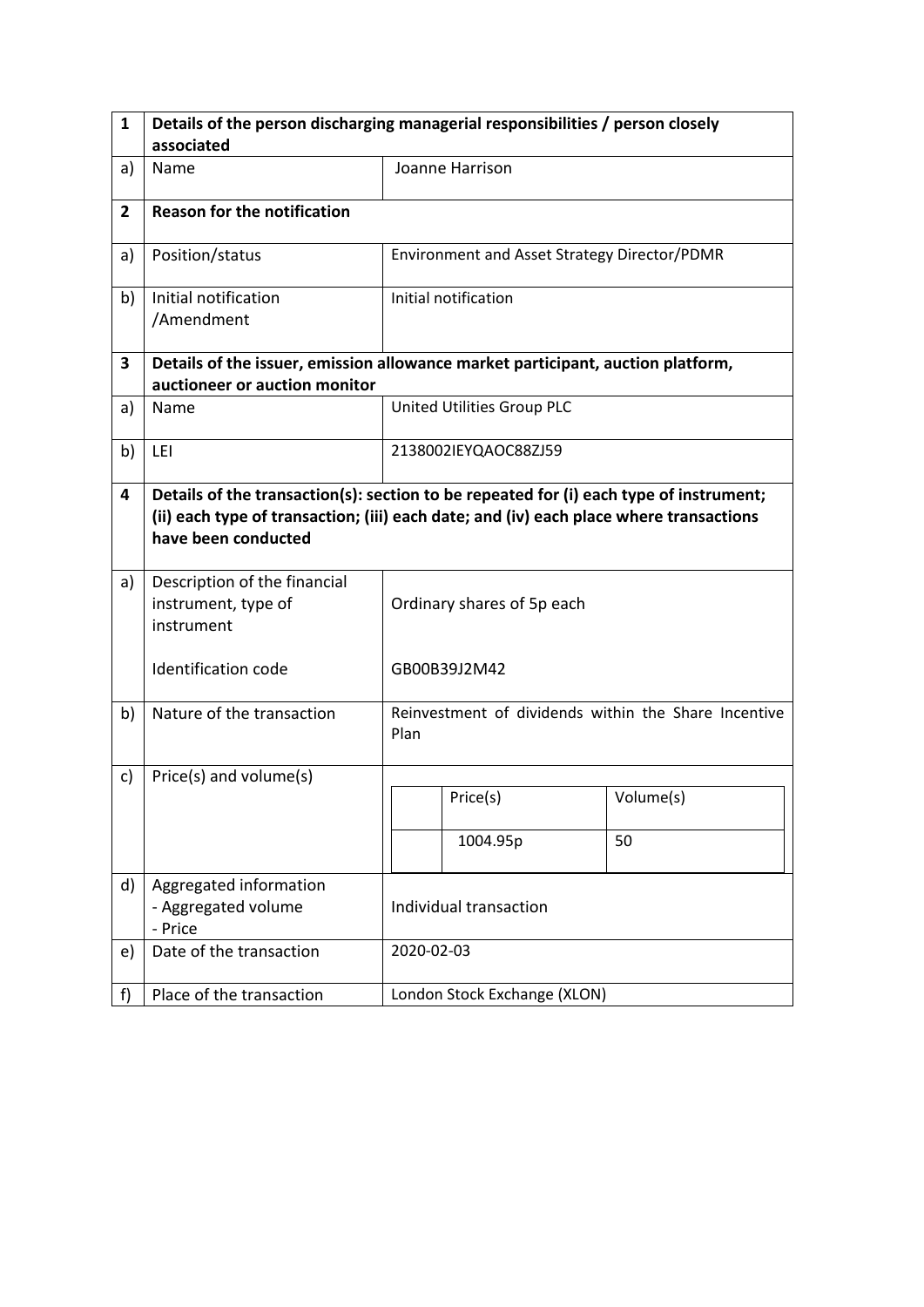| 1 | Details of the person discharging managerial responsibilities / person closely associated | |
|---|---|---|
| a) | Name | Joanne Harrison |
| **2** | **Reason for the notification** | |
| a) | Position/status | Environment and Asset Strategy Director/PDMR |
| b) | Initial notification /Amendment | Initial notification |
| **3** | **Details of the issuer, emission allowance market participant, auction platform, auctioneer or auction monitor** | |
| a) | Name | United Utilities Group PLC |
| b) | LEI | 2138002IEYQAOC88ZJ59 |
| **4** | **Details of the transaction(s): section to be repeated for (i) each type of instrument; (ii) each type of transaction; (iii) each date; and (iv) each place where transactions have been conducted** | |
| a) | Description of the financial instrument, type of instrument<br><br>Identification code | Ordinary shares of 5p each<br><br>GB00B39J2M42 |
| b) | Nature of the transaction | Reinvestment of dividends within the Share Incentive Plan |
| c) | Price(s) and volume(s) | Price(s): 1004.95p; Volume(s): 50 |
| d) | Aggregated information<br>- Aggregated volume<br>- Price | Individual transaction |
| e) | Date of the transaction | 2020-02-03 |
| f) | Place of the transaction | London Stock Exchange (XLON) |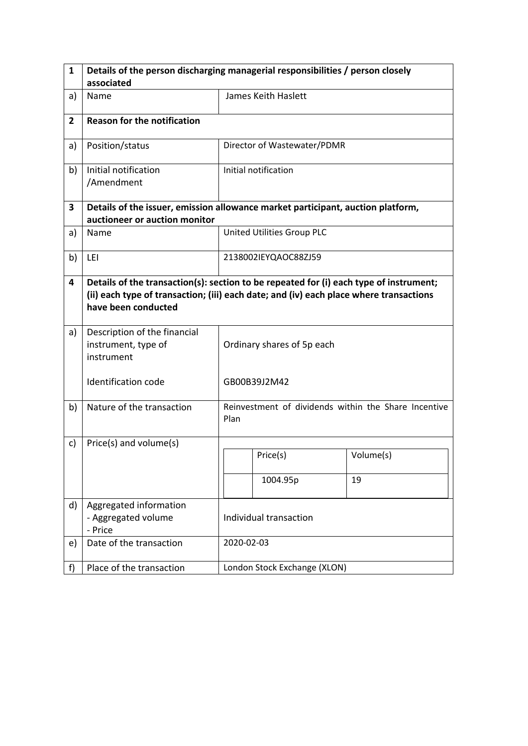| 1 | Details of the person discharging managerial responsibilities / person closely associated | |
|---|---|---|
| a) | Name | James Keith Haslett |
| **2** | **Reason for the notification** | |
| a) | Position/status | Director of Wastewater/PDMR |
| b) | Initial notification /Amendment | Initial notification |
| **3** | **Details of the issuer, emission allowance market participant, auction platform, auctioneer or auction monitor** | |
| a) | Name | United Utilities Group PLC |
| b) | LEI | 2138002IEYQAOC88ZJ59 |
| **4** | **Details of the transaction(s): section to be repeated for (i) each type of instrument; (ii) each type of transaction; (iii) each date; and (iv) each place where transactions have been conducted** | |
| a) | Description of the financial instrument, type of instrument<br><br>Identification code | Ordinary shares of 5p each<br><br>GB00B39J2M42 |
| b) | Nature of the transaction | Reinvestment of dividends within the Share Incentive Plan |
| c) | Price(s) and volume(s) | Price(s): 1004.95p — Volume(s): 19 |
| d) | Aggregated information<br>- Aggregated volume<br>- Price | Individual transaction |
| e) | Date of the transaction | 2020-02-03 |
| f) | Place of the transaction | London Stock Exchange (XLON) |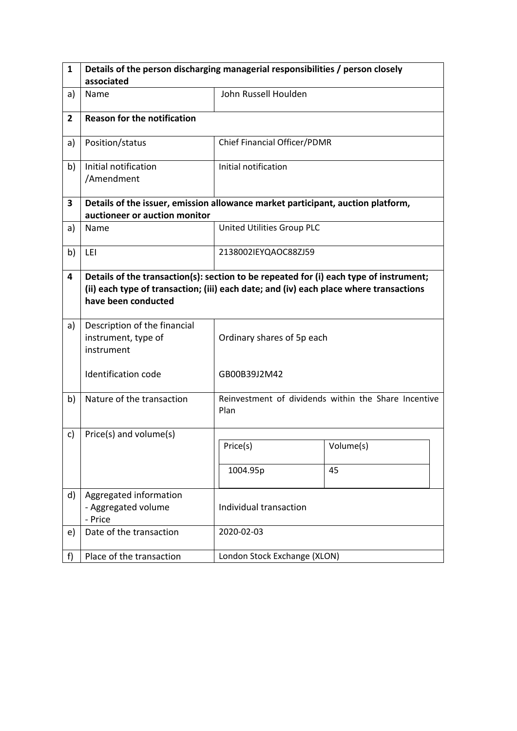| 1 | Details of the person discharging managerial responsibilities / person closely associated | |
|---|---|---|
| a) | Name | John Russell Houlden |
| **2** | **Reason for the notification** | |
| a) | Position/status | Chief Financial Officer/PDMR |
| b) | Initial notification /Amendment | Initial notification |
| **3** | **Details of the issuer, emission allowance market participant, auction platform, auctioneer or auction monitor** | |
| a) | Name | United Utilities Group PLC |
| b) | LEI | 2138002IEYQAOC88ZJ59 |
| **4** | **Details of the transaction(s): section to be repeated for (i) each type of instrument; (ii) each type of transaction; (iii) each date; and (iv) each place where transactions have been conducted** | |
| a) | Description of the financial instrument, type of instrument<br><br>Identification code | Ordinary shares of 5p each<br><br>GB00B39J2M42 |
| b) | Nature of the transaction | Reinvestment of dividends within the Share Incentive Plan |
| c) | Price(s) and volume(s) | Price(s): 1004.95p<br>Volume(s): 45 |
| d) | Aggregated information<br>- Aggregated volume<br>- Price | Individual transaction |
| e) | Date of the transaction | 2020-02-03 |
| f) | Place of the transaction | London Stock Exchange (XLON) |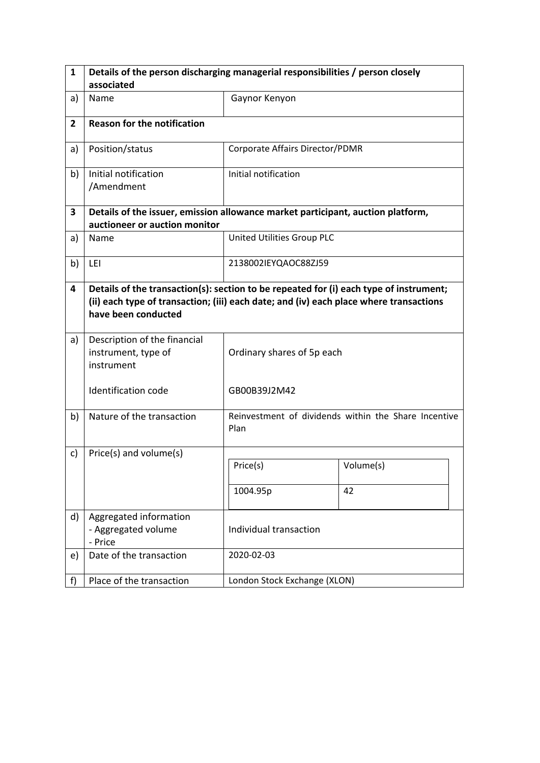| 1 | Details of the person discharging managerial responsibilities / person closely associated | |
|---|---|---|
| a) | Name | Gaynor Kenyon |
| **2** | **Reason for the notification** | |
| a) | Position/status | Corporate Affairs Director/PDMR |
| b) | Initial notification /Amendment | Initial notification |
| **3** | **Details of the issuer, emission allowance market participant, auction platform, auctioneer or auction monitor** | |
| a) | Name | United Utilities Group PLC |
| b) | LEI | 2138002IEYQAOC88ZJ59 |
| **4** | **Details of the transaction(s): section to be repeated for (i) each type of instrument; (ii) each type of transaction; (iii) each date; and (iv) each place where transactions have been conducted** | |
| a) | Description of the financial instrument, type of instrument<br><br>Identification code | Ordinary shares of 5p each<br><br>GB00B39J2M42 |
| b) | Nature of the transaction | Reinvestment of dividends within the Share Incentive Plan |
| c) | Price(s) and volume(s) | Price(s): 1004.95p — Volume(s): 42 |
| d) | Aggregated information<br>- Aggregated volume<br>- Price | Individual transaction |
| e) | Date of the transaction | 2020-02-03 |
| f) | Place of the transaction | London Stock Exchange (XLON) |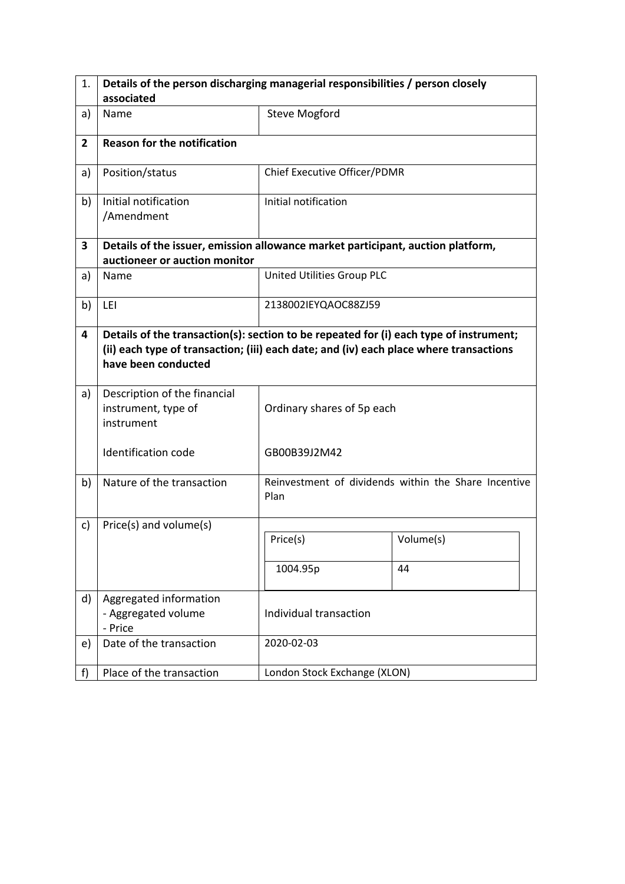| 1. | Details of the person discharging managerial responsibilities / person closely associated | |
|---|---|---|
| a) | Name | Steve Mogford |
| **2** | **Reason for the notification** | |
| a) | Position/status | Chief Executive Officer/PDMR |
| b) | Initial notification /Amendment | Initial notification |
| **3** | **Details of the issuer, emission allowance market participant, auction platform, auctioneer or auction monitor** | |
| a) | Name | United Utilities Group PLC |
| b) | LEI | 2138002IEYQAOC88ZJ59 |
| **4** | **Details of the transaction(s): section to be repeated for (i) each type of instrument; (ii) each type of transaction; (iii) each date; and (iv) each place where transactions have been conducted** | |
| a) | Description of the financial instrument, type of instrument<br><br>Identification code | Ordinary shares of 5p each<br><br>GB00B39J2M42 |
| b) | Nature of the transaction | Reinvestment of dividends within the Share Incentive Plan |
| c) | Price(s) and volume(s) | Price(s): 1004.95p; Volume(s): 44 |
| d) | Aggregated information<br>- Aggregated volume<br>- Price | Individual transaction |
| e) | Date of the transaction | 2020-02-03 |
| f) | Place of the transaction | London Stock Exchange (XLON) |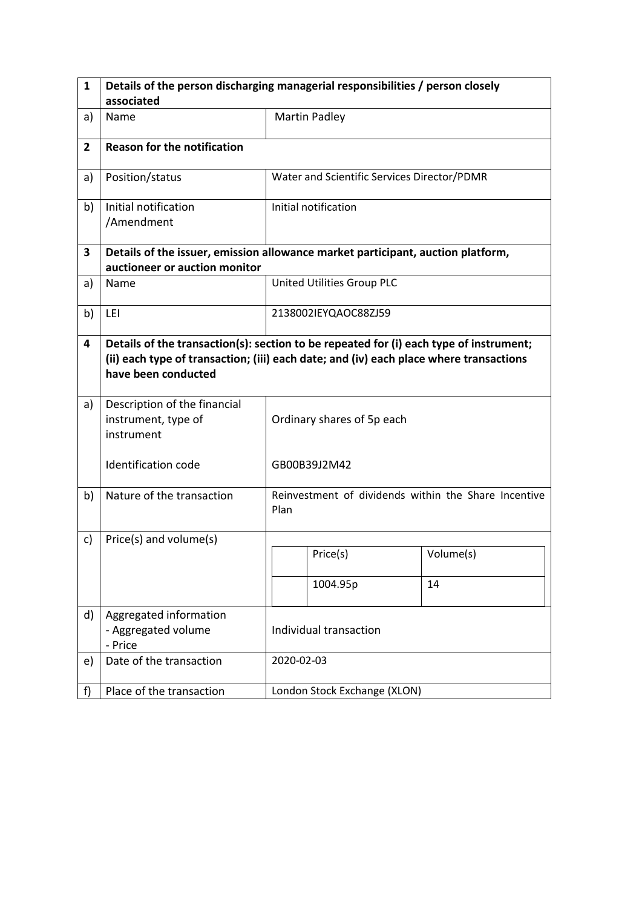| 1 | Details of the person discharging managerial responsibilities / person closely associated | |
|---|---|---|
| a) | Name | Martin Padley |
| **2** | **Reason for the notification** | |
| a) | Position/status | Water and Scientific Services Director/PDMR |
| b) | Initial notification /Amendment | Initial notification |
| **3** | **Details of the issuer, emission allowance market participant, auction platform, auctioneer or auction monitor** | |
| a) | Name | United Utilities Group PLC |
| b) | LEI | 2138002IEYQAOC88ZJ59 |
| **4** | **Details of the transaction(s): section to be repeated for (i) each type of instrument; (ii) each type of transaction; (iii) each date; and (iv) each place where transactions have been conducted** | |
| a) | Description of the financial instrument, type of instrument<br><br>Identification code | Ordinary shares of 5p each<br><br>GB00B39J2M42 |
| b) | Nature of the transaction | Reinvestment of dividends within the Share Incentive Plan |
| c) | Price(s) and volume(s) | Price(s): 1004.95p<br>Volume(s): 14 |
| d) | Aggregated information<br>- Aggregated volume<br>- Price | Individual transaction |
| e) | Date of the transaction | 2020-02-03 |
| f) | Place of the transaction | London Stock Exchange (XLON) |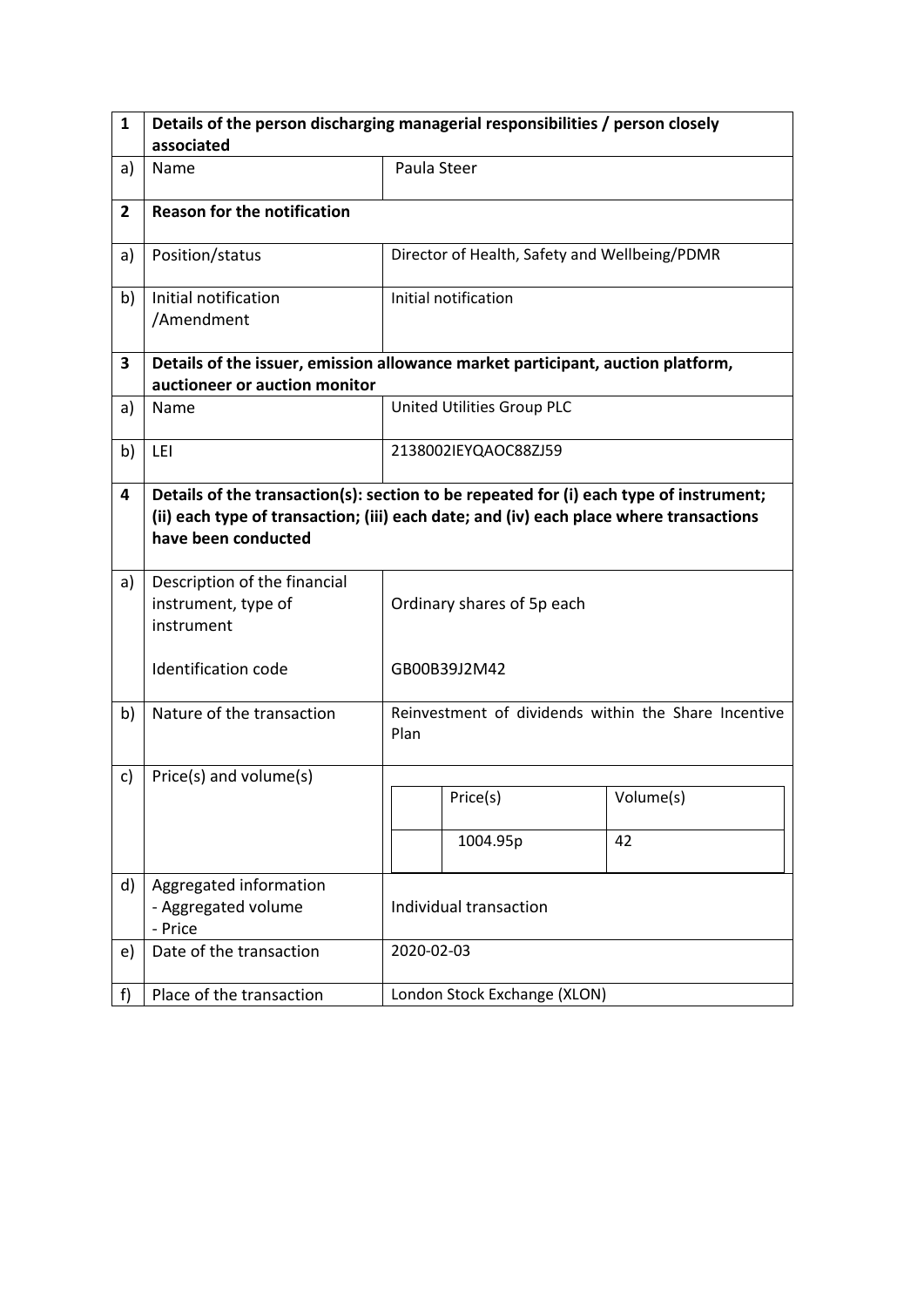| 1 | Details of the person discharging managerial responsibilities / person closely associated | |
|---|---|---|
| a) | Name | Paula Steer |
| **2** | **Reason for the notification** | |
| a) | Position/status | Director of Health, Safety and Wellbeing/PDMR |
| b) | Initial notification /Amendment | Initial notification |
| **3** | **Details of the issuer, emission allowance market participant, auction platform, auctioneer or auction monitor** | |
| a) | Name | United Utilities Group PLC |
| b) | LEI | 2138002IEYQAOC88ZJ59 |
| **4** | **Details of the transaction(s): section to be repeated for (i) each type of instrument; (ii) each type of transaction; (iii) each date; and (iv) each place where transactions have been conducted** | |
| a) | Description of the financial instrument, type of instrument<br><br>Identification code | Ordinary shares of 5p each<br><br>GB00B39J2M42 |
| b) | Nature of the transaction | Reinvestment of dividends within the Share Incentive Plan |
| c) | Price(s) and volume(s) | Price(s): 1004.95p / Volume(s): 42 |
| d) | Aggregated information<br>- Aggregated volume<br>- Price | Individual transaction |
| e) | Date of the transaction | 2020-02-03 |
| f) | Place of the transaction | London Stock Exchange (XLON) |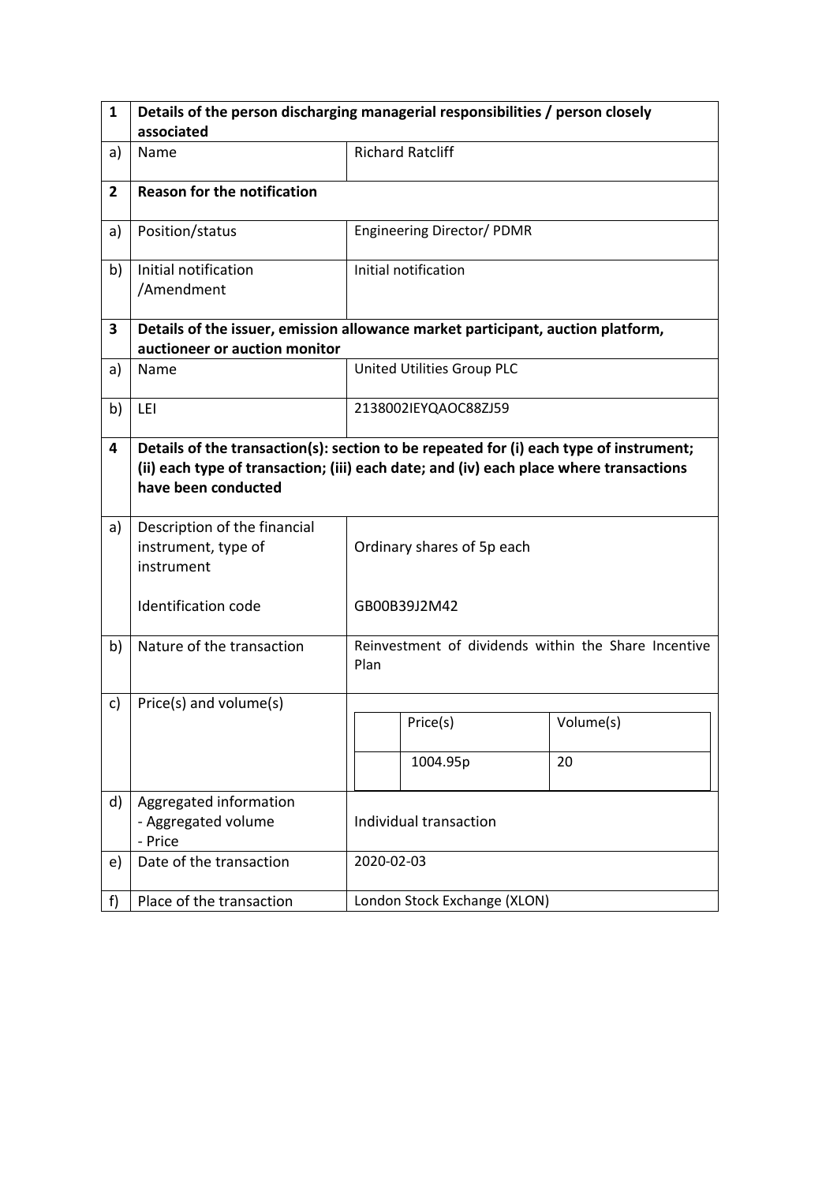| | | |
|---|---|---|
| **1** | **Details of the person discharging managerial responsibilities / person closely associated** | |
| a) | Name | Richard Ratcliff |
| **2** | **Reason for the notification** | |
| a) | Position/status | Engineering Director/ PDMR |
| b) | Initial notification /Amendment | Initial notification |
| **3** | **Details of the issuer, emission allowance market participant, auction platform, auctioneer or auction monitor** | |
| a) | Name | United Utilities Group PLC |
| b) | LEI | 2138002IEYQAOC88ZJ59 |
| **4** | **Details of the transaction(s): section to be repeated for (i) each type of instrument; (ii) each type of transaction; (iii) each date; and (iv) each place where transactions have been conducted** | |
| a) | Description of the financial instrument, type of instrument<br><br>Identification code | Ordinary shares of 5p each<br><br>GB00B39J2M42 |
| b) | Nature of the transaction | Reinvestment of dividends within the Share Incentive Plan |
| c) | Price(s) and volume(s) | Price(s): 1004.95p<br>Volume(s): 20 |
| d) | Aggregated information<br>- Aggregated volume<br>- Price | Individual transaction |
| e) | Date of the transaction | 2020-02-03 |
| f) | Place of the transaction | London Stock Exchange (XLON) |